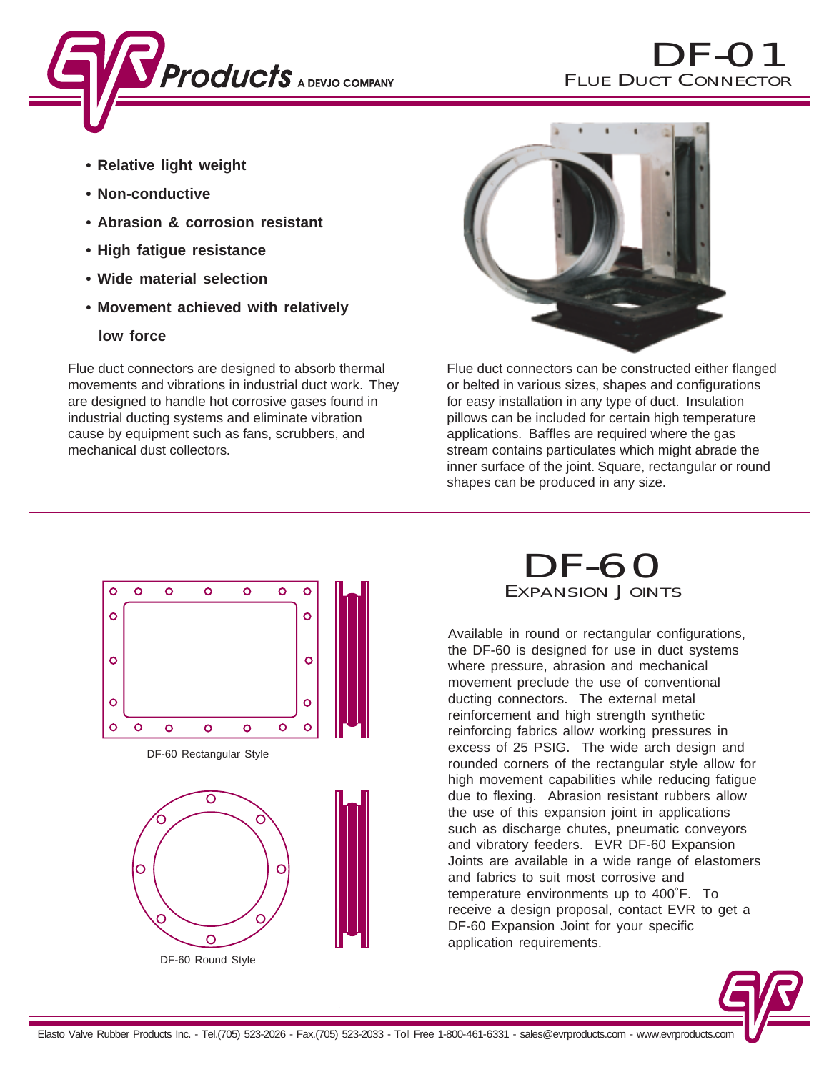EVR Products A DEVJO COMPANY

# DF-01

## Flue Duct Connector

- **Relative light weight**
- **Non-conductive**
- **Abrasion & corrosion resistant**
- **High fatigue resistance**
- **Wide material selection**
- **Movement achieved with relatively low force**

Flue duct connectors are designed to absorb thermal movements and vibrations in industrial duct work. They are designed to handle hot corrosive gases found in industrial ducting systems and eliminate vibration cause by equipment such as fans, scrubbers, and mechanical dust collectors.

Flue duct connectors can be constructed either flanged or belted in various sizes, shapes and configurations for easy installation in any type of duct. Insulation pillows can be included for certain high temperature applications. Baffles are required where the gas stream contains particulates which might abrade the inner surface of the joint. Square, rectangular or round shapes can be produced in any size.

# DF-60

## Expansion Joints

DF-60 Rectangular Style

DF-60 Round Style

Available in round or rectangular configurations, the DF-60 is designed for use in duct systems where pressure, abrasion and mechanical movement preclude the use of conventional ducting connectors. The external metal reinforcement and high strength synthetic reinforcing fabrics allow working pressures in excess of 25 PSIG. The wide arch design and rounded corners of the rectangular style allow for high movement capabilities while reducing fatigue due to flexing. Abrasion resistant rubbers allow the use of this expansion joint in applications such as discharge chutes, pneumatic conveyors and vibratory feeders. EVR DF-60 Expansion Joints are available in a wide range of elastomers and fabrics to suit most corrosive and temperature environments up to 400˚F. To receive a design proposal, contact EVR to get a DF-60 Expansion Joint for your specific application requirements.

Elasto Valve Rubber Products Inc. - Tel.(705) 523-2026 - Fax.(705) 523-2033 - Toll Free 1-800-461-6331 - sales@evrproducts.com - www.evrproducts.com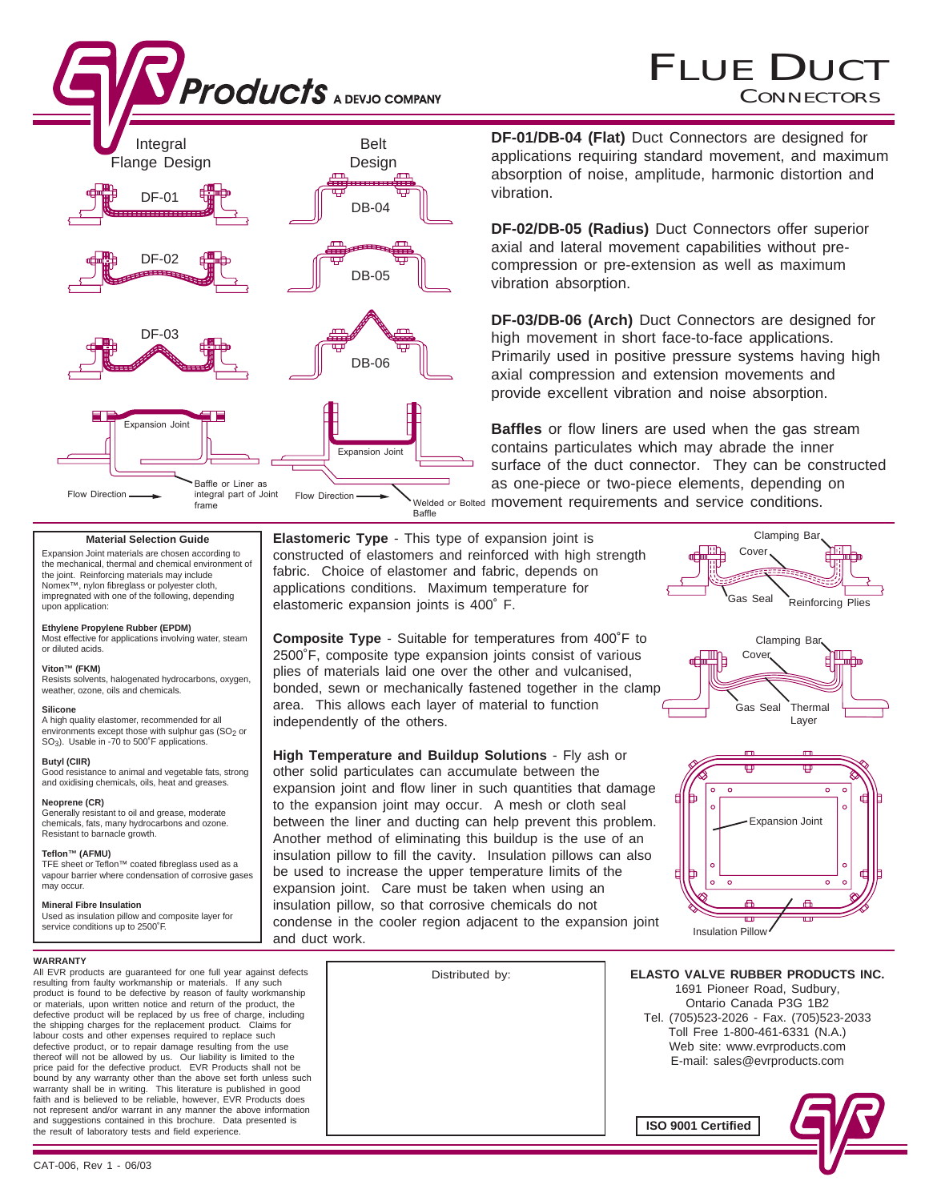# FLUE DUCT CONNECTORS

EVR Products A DEVJO COMPANY

Integral Flange Design

DF-01

DF-02

DF-03

Belt Design

DB-04

DB-05

DB-06

Expansion Joint

Flow Direction

Baffle or Liner as integral part of Joint frame

Expansion Joint

Flow Direction

Welded or Bolted Baffle

**DF-01/DB-04 (Flat)** Duct Connectors are designed for applications requiring standard movement, and maximum absorption of noise, amplitude, harmonic distortion and vibration.

**DF-02/DB-05 (Radius)** Duct Connectors offer superior axial and lateral movement capabilities without pre-compression or pre-extension as well as maximum vibration absorption.

**DF-03/DB-06 (Arch)** Duct Connectors are designed for high movement in short face-to-face applications. Primarily used in positive pressure systems having high axial compression and extension movements and provide excellent vibration and noise absorption.

**Baffles** or flow liners are used when the gas stream contains particulates which may abrade the inner surface of the duct connector. They can be constructed as one-piece or two-piece elements, depending on movement requirements and service conditions.

### Material Selection Guide

Expansion Joint materials are chosen according to the mechanical, thermal and chemical environment of the joint. Reinforcing materials may include Nomex™, nylon fibreglass or polyester cloth, impregnated with one of the following, depending upon application:

**Ethylene Propylene Rubber (EPDM)**
Most effective for applications involving water, steam or diluted acids.

**Viton™ (FKM)**
Resists solvents, halogenated hydrocarbons, oxygen, weather, ozone, oils and chemicals.

**Silicone**
A high quality elastomer, recommended for all environments except those with sulphur gas ($SO_2$ or $SO_3$). Usable in -70 to 500˚F applications.

**Butyl (CIIR)**
Good resistance to animal and vegetable fats, strong and oxidising chemicals, oils, heat and greases.

**Neoprene (CR)**
Generally resistant to oil and grease, moderate chemicals, fats, many hydrocarbons and ozone. Resistant to barnacle growth.

**Teflon™ (AFMU)**
TFE sheet or Teflon™ coated fibreglass used as a vapour barrier where condensation of corrosive gases may occur.

**Mineral Fibre Insulation**
Used as insulation pillow and composite layer for service conditions up to 2500˚F.

**Elastomeric Type** - This type of expansion joint is constructed of elastomers and reinforced with high strength fabric. Choice of elastomer and fabric, depends on applications conditions. Maximum temperature for elastomeric expansion joints is 400˚ F.

Clamping Bar

Cover

Gas Seal

Reinforcing Plies

**Composite Type** - Suitable for temperatures from 400˚F to 2500˚F, composite type expansion joints consist of various plies of materials laid one over the other and vulcanised, bonded, sewn or mechanically fastened together in the clamp area. This allows each layer of material to function independently of the others.

Clamping Bar

Cover

Gas Seal

Thermal Layer

**High Temperature and Buildup Solutions** - Fly ash or other solid particulates can accumulate between the expansion joint and flow liner in such quantities that damage to the expansion joint may occur. A mesh or cloth seal between the liner and ducting can help prevent this problem. Another method of eliminating this buildup is the use of an insulation pillow to fill the cavity. Insulation pillows can also be used to increase the upper temperature limits of the expansion joint. Care must be taken when using an insulation pillow, so that corrosive chemicals do not condense in the cooler region adjacent to the expansion joint and duct work.

Expansion Joint

Insulation Pillow

### WARRANTY

All EVR products are guaranteed for one full year against defects resulting from faulty workmanship or materials. If any such product is found to be defective by reason of faulty workmanship or materials, upon written notice and return of the product, the defective product will be replaced by us free of charge, including the shipping charges for the replacement product. Claims for labour costs and other expenses required to replace such defective product, or to repair damage resulting from the use thereof will not be allowed by us. Our liability is limited to the price paid for the defective product. EVR Products shall not be bound by any warranty other than the above set forth unless such warranty shall be in writing. This literature is published in good faith and is believed to be reliable, however, EVR Products does not represent and/or warrant in any manner the above information and suggestions contained in this brochure. Data presented is the result of laboratory tests and field experience.

Distributed by:

**ELASTO VALVE RUBBER PRODUCTS INC.**
1691 Pioneer Road, Sudbury,
Ontario Canada P3G 1B2
Tel. (705)523-2026 - Fax. (705)523-2033
Toll Free 1-800-461-6331 (N.A.)
Web site: www.evrproducts.com
E-mail: sales@evrproducts.com

**ISO 9001 Certified**

CAT-006, Rev 1 - 06/03